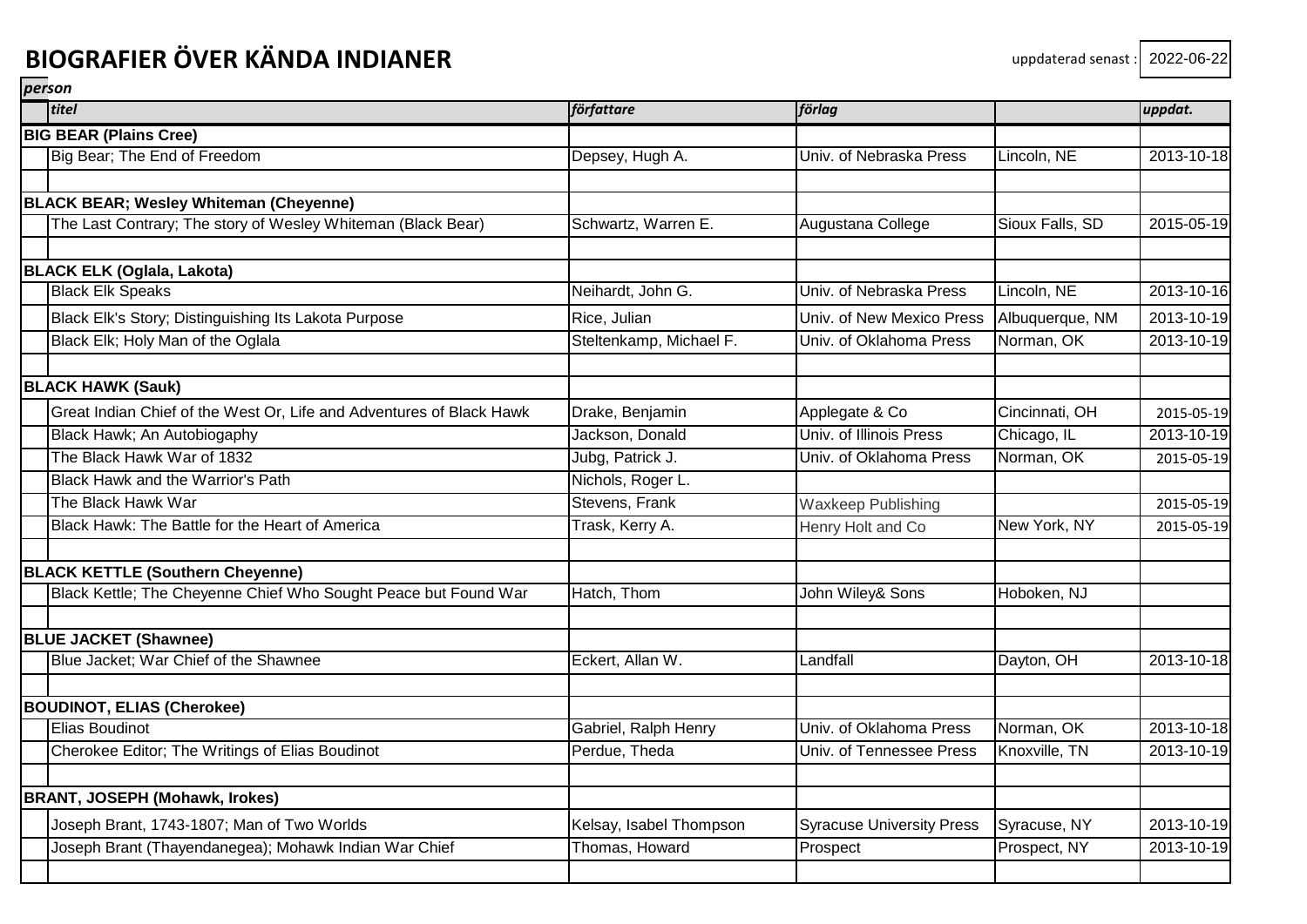# BIOGRAFIER ÖVER KÄNDA INDIANER

uppdaterad senast : 2022-06-22

| *person* | | | | |
|---|---|---|---|---|
| *titel* | *författare* | *förlag* | | *uppdat.* |
| **BIG BEAR (Plains Cree)** | | | | |
| Big Bear; The End of Freedom | Depsey, Hugh A. | Univ. of Nebraska Press | Lincoln, NE | 2013-10-18 |
| | | | | |
| **BLACK BEAR; Wesley Whiteman (Cheyenne)** | | | | |
| The Last Contrary; The story of Wesley Whiteman (Black Bear) | Schwartz, Warren E. | Augustana College | Sioux Falls, SD | 2015-05-19 |
| | | | | |
| **BLACK ELK (Oglala, Lakota)** | | | | |
| Black Elk Speaks | Neihardt, John G. | Univ. of Nebraska Press | Lincoln, NE | 2013-10-16 |
| Black Elk's Story; Distinguishing Its Lakota Purpose | Rice, Julian | Univ. of New Mexico Press | Albuquerque, NM | 2013-10-19 |
| Black Elk; Holy Man of the Oglala | Steltenkamp, Michael F. | Univ. of Oklahoma Press | Norman, OK | 2013-10-19 |
| | | | | |
| **BLACK HAWK (Sauk)** | | | | |
| Great Indian Chief of the West Or, Life and Adventures of Black Hawk | Drake, Benjamin | Applegate & Co | Cincinnati, OH | 2015-05-19 |
| Black Hawk; An Autobiogaphy | Jackson, Donald | Univ. of Illinois Press | Chicago, IL | 2013-10-19 |
| The Black Hawk War of 1832 | Jubg, Patrick J. | Univ. of Oklahoma Press | Norman, OK | 2015-05-19 |
| Black Hawk and the Warrior's Path | Nichols, Roger L. | | | |
| The Black Hawk War | Stevens, Frank | Waxkeep Publishing | | 2015-05-19 |
| Black Hawk: The Battle for the Heart of America | Trask, Kerry A. | Henry Holt and Co | New York, NY | 2015-05-19 |
| | | | | |
| **BLACK KETTLE (Southern Cheyenne)** | | | | |
| Black Kettle; The Cheyenne Chief Who Sought Peace but Found War | Hatch, Thom | John Wiley& Sons | Hoboken, NJ | |
| | | | | |
| **BLUE JACKET (Shawnee)** | | | | |
| Blue Jacket; War Chief of the Shawnee | Eckert, Allan W. | Landfall | Dayton, OH | 2013-10-18 |
| | | | | |
| **BOUDINOT, ELIAS (Cherokee)** | | | | |
| Elias Boudinot | Gabriel, Ralph Henry | Univ. of Oklahoma Press | Norman, OK | 2013-10-18 |
| Cherokee Editor; The Writings of Elias Boudinot | Perdue, Theda | Univ. of Tennessee Press | Knoxville, TN | 2013-10-19 |
| | | | | |
| **BRANT, JOSEPH (Mohawk, Irokes)** | | | | |
| Joseph Brant, 1743-1807; Man of Two Worlds | Kelsay, Isabel Thompson | Syracuse University Press | Syracuse, NY | 2013-10-19 |
| Joseph Brant (Thayendanegea); Mohawk Indian War Chief | Thomas, Howard | Prospect | Prospect, NY | 2013-10-19 |
| | | | | |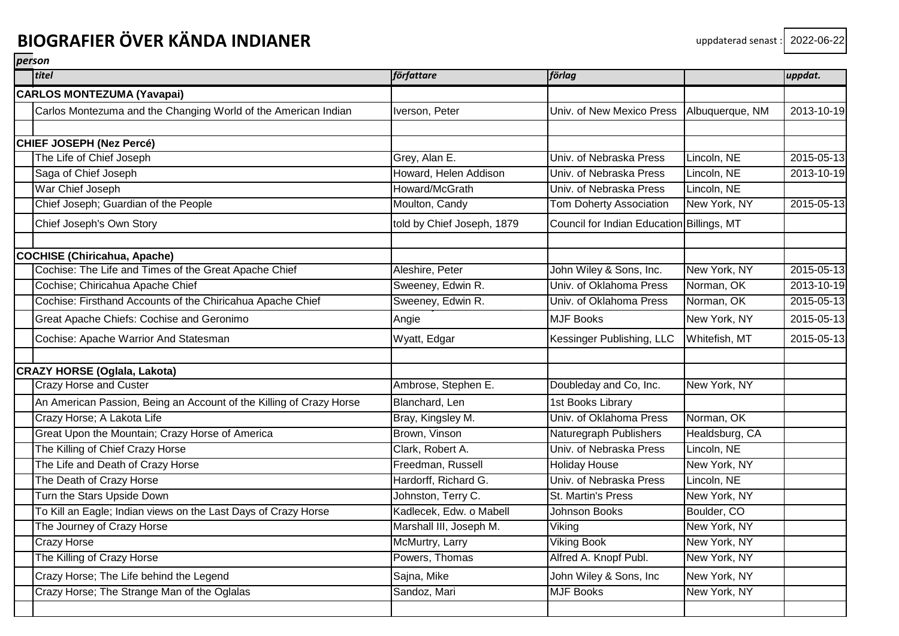# BIOGRAFIER ÖVER KÄNDA INDIANER

uppdaterad senast : 2022-06-22

| *person* | | | | | |
|---|---|---|---|---|---|
| | *titel* | *författare* | *förlag* | | *uppdat.* |
| **CARLOS MONTEZUMA (Yavapai)** | | | | | |
| | Carlos Montezuma and the Changing World of the American Indian | Iverson, Peter | Univ. of New Mexico Press | Albuquerque, NM | 2013-10-19 |
| | | | | | |
| **CHIEF JOSEPH (Nez Percé)** | | | | | |
| | The Life of Chief Joseph | Grey, Alan E. | Univ. of Nebraska Press | Lincoln, NE | 2015-05-13 |
| | Saga of Chief Joseph | Howard, Helen Addison | Univ. of Nebraska Press | Lincoln, NE | 2013-10-19 |
| | War Chief Joseph | Howard/McGrath | Univ. of Nebraska Press | Lincoln, NE | |
| | Chief Joseph; Guardian of the People | Moulton, Candy | Tom Doherty Association | New York, NY | 2015-05-13 |
| | Chief Joseph's Own Story | told by Chief Joseph, 1879 | Council for Indian Education | Billings, MT | |
| | | | | | |
| **COCHISE (Chiricahua, Apache)** | | | | | |
| | Cochise: The Life and Times of the Great Apache Chief | Aleshire, Peter | John Wiley & Sons, Inc. | New York, NY | 2015-05-13 |
| | Cochise; Chiricahua Apache Chief | Sweeney, Edwin R. | Univ. of Oklahoma Press | Norman, OK | 2013-10-19 |
| | Cochise: Firsthand Accounts of the Chiricahua Apache Chief | Sweeney, Edwin R. | Univ. of Oklahoma Press | Norman, OK | 2015-05-13 |
| | Great Apache Chiefs: Cochise and Geronimo | Angie | MJF Books | New York, NY | 2015-05-13 |
| | Cochise: Apache Warrior And Statesman | Wyatt, Edgar | Kessinger Publishing, LLC | Whitefish, MT | 2015-05-13 |
| | | | | | |
| **CRAZY HORSE (Oglala, Lakota)** | | | | | |
| | Crazy Horse and Custer | Ambrose, Stephen E. | Doubleday and Co, Inc. | New York, NY | |
| | An American Passion, Being an Account of the Killing of Crazy Horse | Blanchard, Len | 1st Books Library | | |
| | Crazy Horse; A Lakota Life | Bray, Kingsley M. | Univ. of Oklahoma Press | Norman, OK | |
| | Great Upon the Mountain; Crazy Horse of America | Brown, Vinson | Naturegraph Publishers | Healdsburg, CA | |
| | The Killing of Chief Crazy Horse | Clark, Robert A. | Univ. of Nebraska Press | Lincoln, NE | |
| | The Life and Death of Crazy Horse | Freedman, Russell | Holiday House | New York, NY | |
| | The Death of Crazy Horse | Hardorff, Richard G. | Univ. of Nebraska Press | Lincoln, NE | |
| | Turn the Stars Upside Down | Johnston, Terry C. | St. Martin's Press | New York, NY | |
| | To Kill an Eagle; Indian views on the Last Days of Crazy Horse | Kadlecek, Edw. o Mabell | Johnson Books | Boulder, CO | |
| | The Journey of Crazy Horse | Marshall III, Joseph M. | Viking | New York, NY | |
| | Crazy Horse | McMurtry, Larry | Viking Book | New York, NY | |
| | The Killing of Crazy Horse | Powers, Thomas | Alfred A. Knopf Publ. | New York, NY | |
| | Crazy Horse; The Life behind the Legend | Sajna, Mike | John Wiley & Sons, Inc | New York, NY | |
| | Crazy Horse; The Strange Man of the Oglalas | Sandoz, Mari | MJF Books | New York, NY | |
| | | | | | |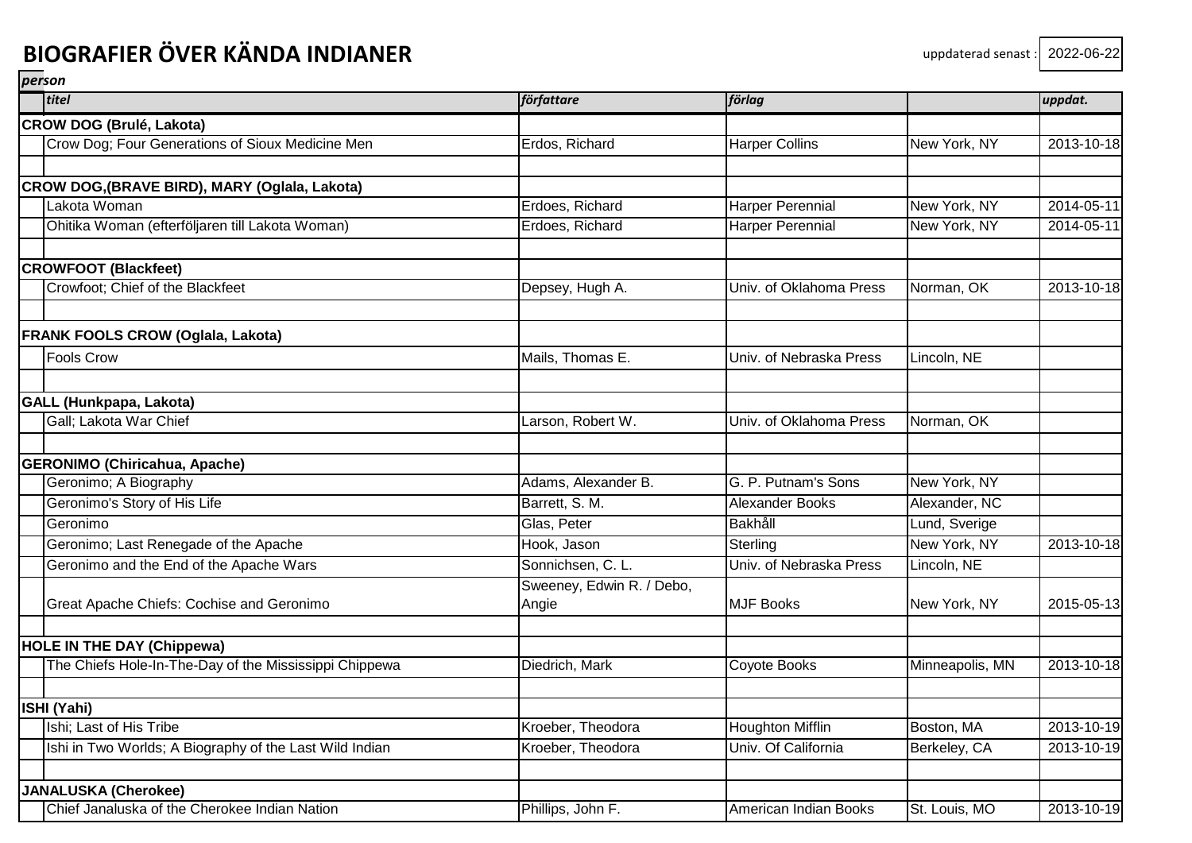# BIOGRAFIER ÖVER KÄNDA INDIANER

uppdaterad senast : 2022-06-22

| *person* | | | | |
|---|---|---|---|---|
| ***titel*** | ***författare*** | ***förlag*** | | ***uppdat.*** |
| **CROW DOG (Brulé, Lakota)** | | | | |
| Crow Dog; Four Generations of Sioux Medicine Men | Erdos, Richard | Harper Collins | New York, NY | 2013-10-18 |
| | | | | |
| **CROW DOG,(BRAVE BIRD), MARY (Oglala, Lakota)** | | | | |
| Lakota Woman | Erdoes, Richard | Harper Perennial | New York, NY | 2014-05-11 |
| Ohitika Woman (efterföljaren till Lakota Woman) | Erdoes, Richard | Harper Perennial | New York, NY | 2014-05-11 |
| | | | | |
| **CROWFOOT (Blackfeet)** | | | | |
| Crowfoot; Chief of the Blackfeet | Depsey, Hugh A. | Univ. of Oklahoma Press | Norman, OK | 2013-10-18 |
| | | | | |
| **FRANK FOOLS CROW (Oglala, Lakota)** | | | | |
| Fools Crow | Mails, Thomas E. | Univ. of Nebraska Press | Lincoln, NE | |
| | | | | |
| **GALL (Hunkpapa, Lakota)** | | | | |
| Gall; Lakota War Chief | Larson, Robert W. | Univ. of Oklahoma Press | Norman, OK | |
| | | | | |
| **GERONIMO (Chiricahua, Apache)** | | | | |
| Geronimo; A Biography | Adams, Alexander B. | G. P. Putnam's Sons | New York, NY | |
| Geronimo's Story of His Life | Barrett, S. M. | Alexander Books | Alexander, NC | |
| Geronimo | Glas, Peter | Bakhåll | Lund, Sverige | |
| Geronimo; Last Renegade of the Apache | Hook, Jason | Sterling | New York, NY | 2013-10-18 |
| Geronimo and the End of the Apache Wars | Sonnichsen, C. L. | Univ. of Nebraska Press | Lincoln, NE | |
| Great Apache Chiefs: Cochise and Geronimo | Sweeney, Edwin R. / Debo, Angie | MJF Books | New York, NY | 2015-05-13 |
| | | | | |
| **HOLE IN THE DAY (Chippewa)** | | | | |
| The Chiefs Hole-In-The-Day of the Mississippi Chippewa | Diedrich, Mark | Coyote Books | Minneapolis, MN | 2013-10-18 |
| | | | | |
| **ISHI (Yahi)** | | | | |
| Ishi; Last of His Tribe | Kroeber, Theodora | Houghton Mifflin | Boston, MA | 2013-10-19 |
| Ishi in Two Worlds; A Biography of the Last Wild Indian | Kroeber, Theodora | Univ. Of California | Berkeley, CA | 2013-10-19 |
| | | | | |
| **JANALUSKA (Cherokee)** | | | | |
| Chief Janaluska of the Cherokee Indian Nation | Phillips, John F. | American Indian Books | St. Louis, MO | 2013-10-19 |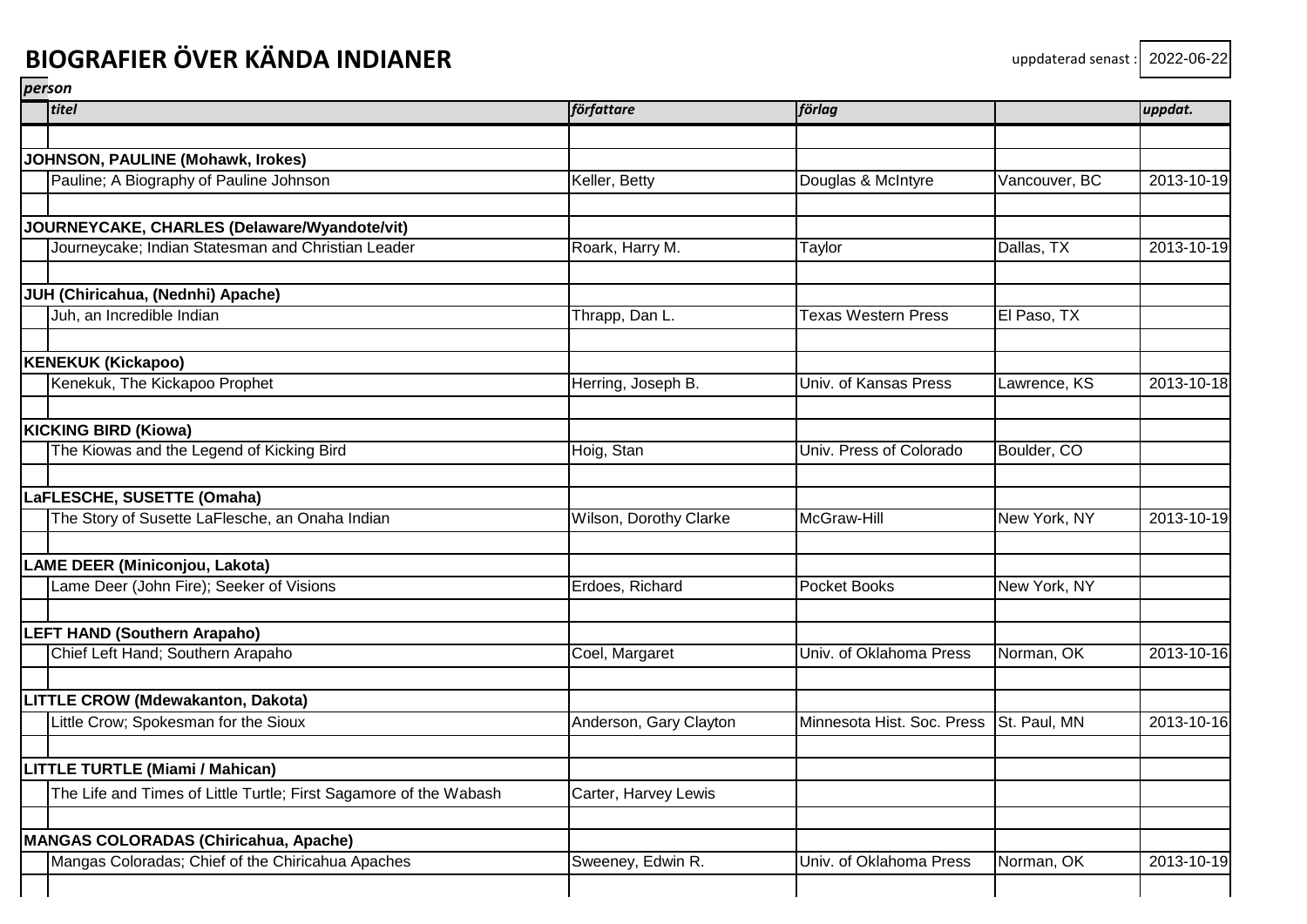# BIOGRAFIER ÖVER KÄNDA INDIANER

uppdaterad senast : 2022-06-22

*person*

| *titel* | *författare* | *förlag* | | *uppdat.* |
|---|---|---|---|---|
| **JOHNSON, PAULINE (Mohawk, Irokes)** | | | | |
| Pauline; A Biography of Pauline Johnson | Keller, Betty | Douglas & McIntyre | Vancouver, BC | 2013-10-19 |
| **JOURNEYCAKE, CHARLES (Delaware/Wyandote/vit)** | | | | |
| Journeycake; Indian Statesman and Christian Leader | Roark, Harry M. | Taylor | Dallas, TX | 2013-10-19 |
| **JUH (Chiricahua, (Nednhi) Apache)** | | | | |
| Juh, an Incredible Indian | Thrapp, Dan L. | Texas Western Press | El Paso, TX | |
| **KENEKUK (Kickapoo)** | | | | |
| Kenekuk, The Kickapoo Prophet | Herring, Joseph B. | Univ. of Kansas Press | Lawrence, KS | 2013-10-18 |
| **KICKING BIRD (Kiowa)** | | | | |
| The Kiowas and the Legend of Kicking Bird | Hoig, Stan | Univ. Press of Colorado | Boulder, CO | |
| **LaFLESCHE, SUSETTE (Omaha)** | | | | |
| The Story of Susette LaFlesche, an Onaha Indian | Wilson, Dorothy Clarke | McGraw-Hill | New York, NY | 2013-10-19 |
| **LAME DEER (Miniconjou, Lakota)** | | | | |
| Lame Deer (John Fire); Seeker of Visions | Erdoes, Richard | Pocket Books | New York, NY | |
| **LEFT HAND (Southern Arapaho)** | | | | |
| Chief Left Hand; Southern Arapaho | Coel, Margaret | Univ. of Oklahoma Press | Norman, OK | 2013-10-16 |
| **LITTLE CROW (Mdewakanton, Dakota)** | | | | |
| Little Crow; Spokesman for the Sioux | Anderson, Gary Clayton | Minnesota Hist. Soc. Press | St. Paul, MN | 2013-10-16 |
| **LITTLE TURTLE (Miami / Mahican)** | | | | |
| The Life and Times of Little Turtle; First Sagamore of the Wabash | Carter, Harvey Lewis | | | |
| **MANGAS COLORADAS (Chiricahua, Apache)** | | | | |
| Mangas Coloradas; Chief of the Chiricahua Apaches | Sweeney, Edwin R. | Univ. of Oklahoma Press | Norman, OK | 2013-10-19 |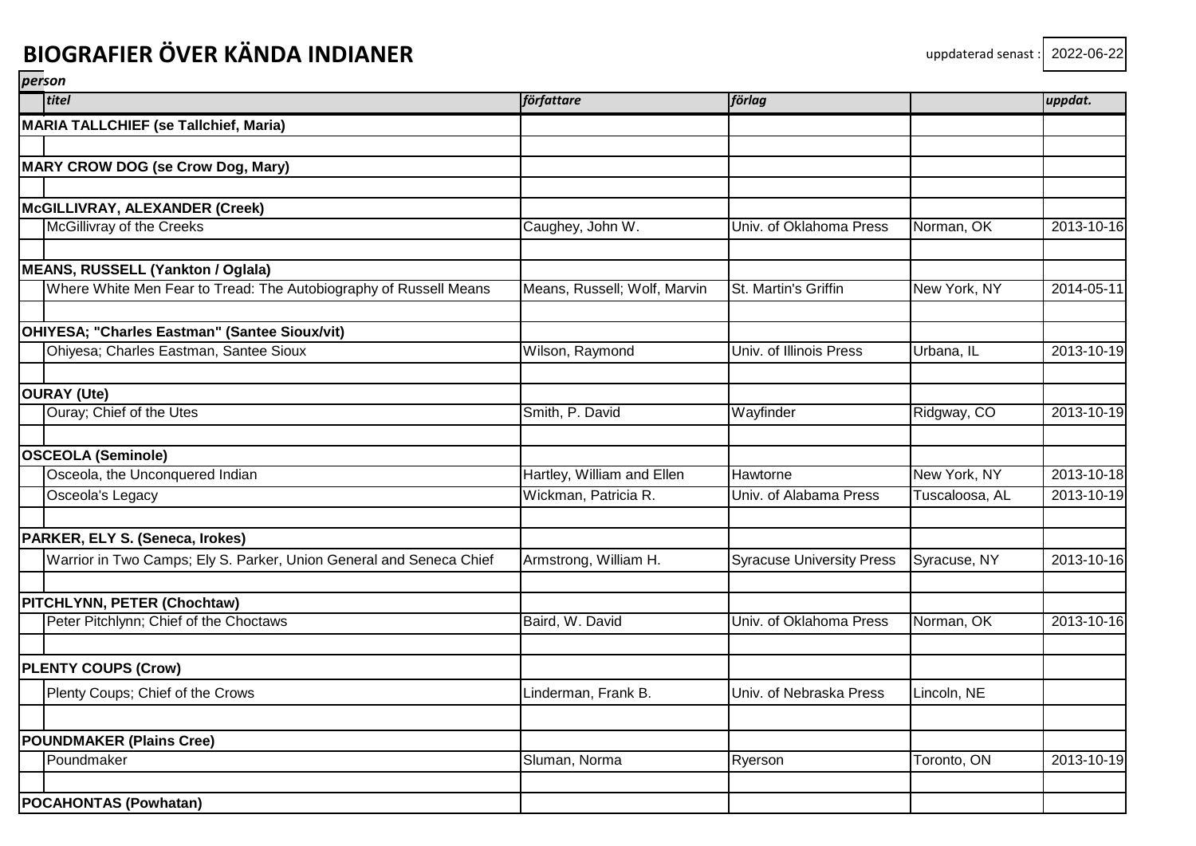# BIOGRAFIER ÖVER KÄNDA INDIANER

uppdaterad senast : 2022-06-22

*person*

| *titel* | *författare* | *förlag* | | *uppdat.* |
|---|---|---|---|---|
| **MARIA TALLCHIEF (se Tallchief, Maria)** | | | | |
| | | | | |
| **MARY CROW DOG (se Crow Dog, Mary)** | | | | |
| | | | | |
| **McGILLIVRAY, ALEXANDER (Creek)** | | | | |
| McGillivray of the Creeks | Caughey, John W. | Univ. of Oklahoma Press | Norman, OK | 2013-10-16 |
| | | | | |
| **MEANS, RUSSELL (Yankton / Oglala)** | | | | |
| Where White Men Fear to Tread: The Autobiography of Russell Means | Means, Russell; Wolf, Marvin | St. Martin's Griffin | New York, NY | 2014-05-11 |
| | | | | |
| **OHIYESA; "Charles Eastman" (Santee Sioux/vit)** | | | | |
| Ohiyesa; Charles Eastman, Santee Sioux | Wilson, Raymond | Univ. of Illinois Press | Urbana, IL | 2013-10-19 |
| | | | | |
| **OURAY (Ute)** | | | | |
| Ouray; Chief of the Utes | Smith, P. David | Wayfinder | Ridgway, CO | 2013-10-19 |
| | | | | |
| **OSCEOLA (Seminole)** | | | | |
| Osceola, the Unconquered Indian | Hartley, William and Ellen | Hawtorne | New York, NY | 2013-10-18 |
| Osceola's Legacy | Wickman, Patricia R. | Univ. of Alabama Press | Tuscaloosa, AL | 2013-10-19 |
| | | | | |
| **PARKER, ELY S. (Seneca, Irokes)** | | | | |
| Warrior in Two Camps; Ely S. Parker, Union General and Seneca Chief | Armstrong, William H. | Syracuse University Press | Syracuse, NY | 2013-10-16 |
| | | | | |
| **PITCHLYNN, PETER (Chochtaw)** | | | | |
| Peter Pitchlynn; Chief of the Choctaws | Baird, W. David | Univ. of Oklahoma Press | Norman, OK | 2013-10-16 |
| | | | | |
| **PLENTY COUPS (Crow)** | | | | |
| Plenty Coups; Chief of the Crows | Linderman, Frank B. | Univ. of Nebraska Press | Lincoln, NE | |
| | | | | |
| **POUNDMAKER (Plains Cree)** | | | | |
| Poundmaker | Sluman, Norma | Ryerson | Toronto, ON | 2013-10-19 |
| | | | | |
| **POCAHONTAS (Powhatan)** | | | | |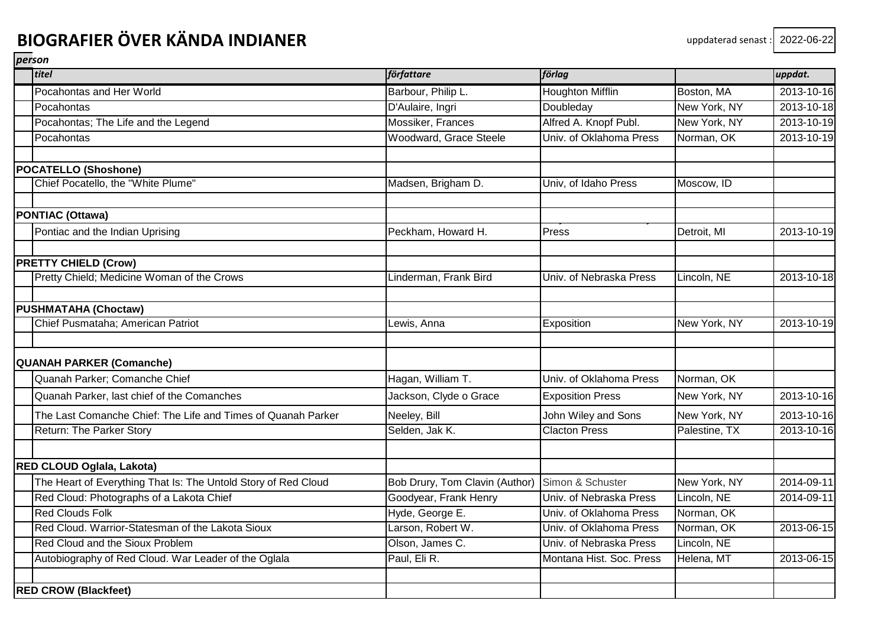# BIOGRAFIER ÖVER KÄNDA INDIANER

uppdaterad senast : 2022-06-22

| *person* | | | | |
|---|---|---|---|---|
| *titel* | *författare* | *förlag* | | *uppdat.* |
| Pocahontas and Her World | Barbour, Philip L. | Houghton Mifflin | Boston, MA | 2013-10-16 |
| Pocahontas | D'Aulaire, Ingri | Doubleday | New York, NY | 2013-10-18 |
| Pocahontas; The Life and the Legend | Mossiker, Frances | Alfred A. Knopf Publ. | New York, NY | 2013-10-19 |
| Pocahontas | Woodward, Grace Steele | Univ. of Oklahoma Press | Norman, OK | 2013-10-19 |
| | | | | |
| **POCATELLO (Shoshone)** | | | | |
| Chief Pocatello, the "White Plume" | Madsen, Brigham D. | Univ, of Idaho Press | Moscow, ID | |
| | | | | |
| **PONTIAC (Ottawa)** | | | | |
| Pontiac and the Indian Uprising | Peckham, Howard H. | Press | Detroit, MI | 2013-10-19 |
| | | | | |
| **PRETTY CHIELD (Crow)** | | | | |
| Pretty Chield; Medicine Woman of the Crows | Linderman, Frank Bird | Univ. of Nebraska Press | Lincoln, NE | 2013-10-18 |
| | | | | |
| **PUSHMATAHA (Choctaw)** | | | | |
| Chief Pusmataha; American Patriot | Lewis, Anna | Exposition | New York, NY | 2013-10-19 |
| | | | | |
| **QUANAH PARKER (Comanche)** | | | | |
| Quanah Parker; Comanche Chief | Hagan, William T. | Univ. of Oklahoma Press | Norman, OK | |
| Quanah Parker, last chief of the Comanches | Jackson, Clyde o Grace | Exposition Press | New York, NY | 2013-10-16 |
| The Last Comanche Chief: The Life and Times of Quanah Parker | Neeley, Bill | John Wiley and Sons | New York, NY | 2013-10-16 |
| Return: The Parker Story | Selden, Jak K. | Clacton Press | Palestine, TX | 2013-10-16 |
| | | | | |
| **RED CLOUD Oglala, Lakota)** | | | | |
| The Heart of Everything That Is: The Untold Story of Red Cloud | Bob Drury, Tom Clavin (Author) | Simon & Schuster | New York, NY | 2014-09-11 |
| Red Cloud: Photographs of a Lakota Chief | Goodyear, Frank Henry | Univ. of Nebraska Press | Lincoln, NE | 2014-09-11 |
| Red Clouds Folk | Hyde, George E. | Univ. of Oklahoma Press | Norman, OK | |
| Red Cloud. Warrior-Statesman of the Lakota Sioux | Larson, Robert W. | Univ. of Oklahoma Press | Norman, OK | 2013-06-15 |
| Red Cloud and the Sioux Problem | Olson, James C. | Univ. of Nebraska Press | Lincoln, NE | |
| Autobiography of Red Cloud. War Leader of the Oglala | Paul, Eli R. | Montana Hist. Soc. Press | Helena, MT | 2013-06-15 |
| | | | | |
| **RED CROW (Blackfeet)** | | | | |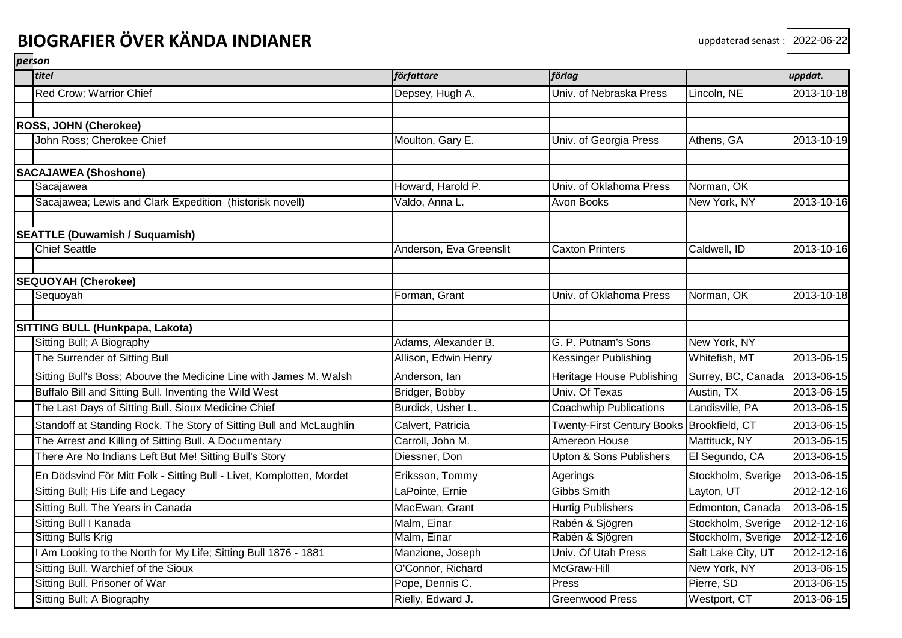# BIOGRAFIER ÖVER KÄNDA INDIANER

uppdaterad senast : 2022-06-22

*person*

| | *titel* | *författare* | *förlag* | | *uppdat.* |
|---|---|---|---|---|---|
| | Red Crow; Warrior Chief | Depsey, Hugh A. | Univ. of Nebraska Press | Lincoln, NE | 2013-10-18 |
| | | | | | |
| **ROSS, JOHN (Cherokee)** | | | | | |
| | John Ross; Cherokee Chief | Moulton, Gary E. | Univ. of Georgia Press | Athens, GA | 2013-10-19 |
| | | | | | |
| **SACAJAWEA (Shoshone)** | | | | | |
| | Sacajawea | Howard, Harold P. | Univ. of Oklahoma Press | Norman, OK | |
| | Sacajawea; Lewis and Clark Expedition (historisk novell) | Valdo, Anna L. | Avon Books | New York, NY | 2013-10-16 |
| | | | | | |
| **SEATTLE (Duwamish / Suquamish)** | | | | | |
| | Chief Seattle | Anderson, Eva Greenslit | Caxton Printers | Caldwell, ID | 2013-10-16 |
| | | | | | |
| **SEQUOYAH (Cherokee)** | | | | | |
| | Sequoyah | Forman, Grant | Univ. of Oklahoma Press | Norman, OK | 2013-10-18 |
| | | | | | |
| **SITTING BULL (Hunkpapa, Lakota)** | | | | | |
| | Sitting Bull; A Biography | Adams, Alexander B. | G. P. Putnam's Sons | New York, NY | |
| | The Surrender of Sitting Bull | Allison, Edwin Henry | Kessinger Publishing | Whitefish, MT | 2013-06-15 |
| | Sitting Bull's Boss; Abouve the Medicine Line with James M. Walsh | Anderson, Ian | Heritage House Publishing | Surrey, BC, Canada | 2013-06-15 |
| | Buffalo Bill and Sitting Bull. Inventing the Wild West | Bridger, Bobby | Univ. Of Texas | Austin, TX | 2013-06-15 |
| | The Last Days of Sitting Bull. Sioux Medicine Chief | Burdick, Usher L. | Coachwhip Publications | Landisville, PA | 2013-06-15 |
| | Standoff at Standing Rock. The Story of Sitting Bull and McLaughlin | Calvert, Patricia | Twenty-First Century Books | Brookfield, CT | 2013-06-15 |
| | The Arrest and Killing of Sitting Bull. A Documentary | Carroll, John M. | Amereon House | Mattituck, NY | 2013-06-15 |
| | There Are No Indians Left But Me! Sitting Bull's Story | Diessner, Don | Upton & Sons Publishers | El Segundo, CA | 2013-06-15 |
| | En Dödsvind För Mitt Folk - Sitting Bull - Livet, Komplotten, Mordet | Eriksson, Tommy | Agerings | Stockholm, Sverige | 2013-06-15 |
| | Sitting Bull; His Life and Legacy | LaPointe, Ernie | Gibbs Smith | Layton, UT | 2012-12-16 |
| | Sitting Bull. The Years in Canada | MacEwan, Grant | Hurtig Publishers | Edmonton, Canada | 2013-06-15 |
| | Sitting Bull I Kanada | Malm, Einar | Rabén & Sjögren | Stockholm, Sverige | 2012-12-16 |
| | Sitting Bulls Krig | Malm, Einar | Rabén & Sjögren | Stockholm, Sverige | 2012-12-16 |
| | I Am Looking to the North for My Life; Sitting Bull 1876 - 1881 | Manzione, Joseph | Univ. Of Utah Press | Salt Lake City, UT | 2012-12-16 |
| | Sitting Bull. Warchief of the Sioux | O'Connor, Richard | McGraw-Hill | New York, NY | 2013-06-15 |
| | Sitting Bull. Prisoner of War | Pope, Dennis C. | Press | Pierre, SD | 2013-06-15 |
| | Sitting Bull; A Biography | Rielly, Edward J. | Greenwood Press | Westport, CT | 2013-06-15 |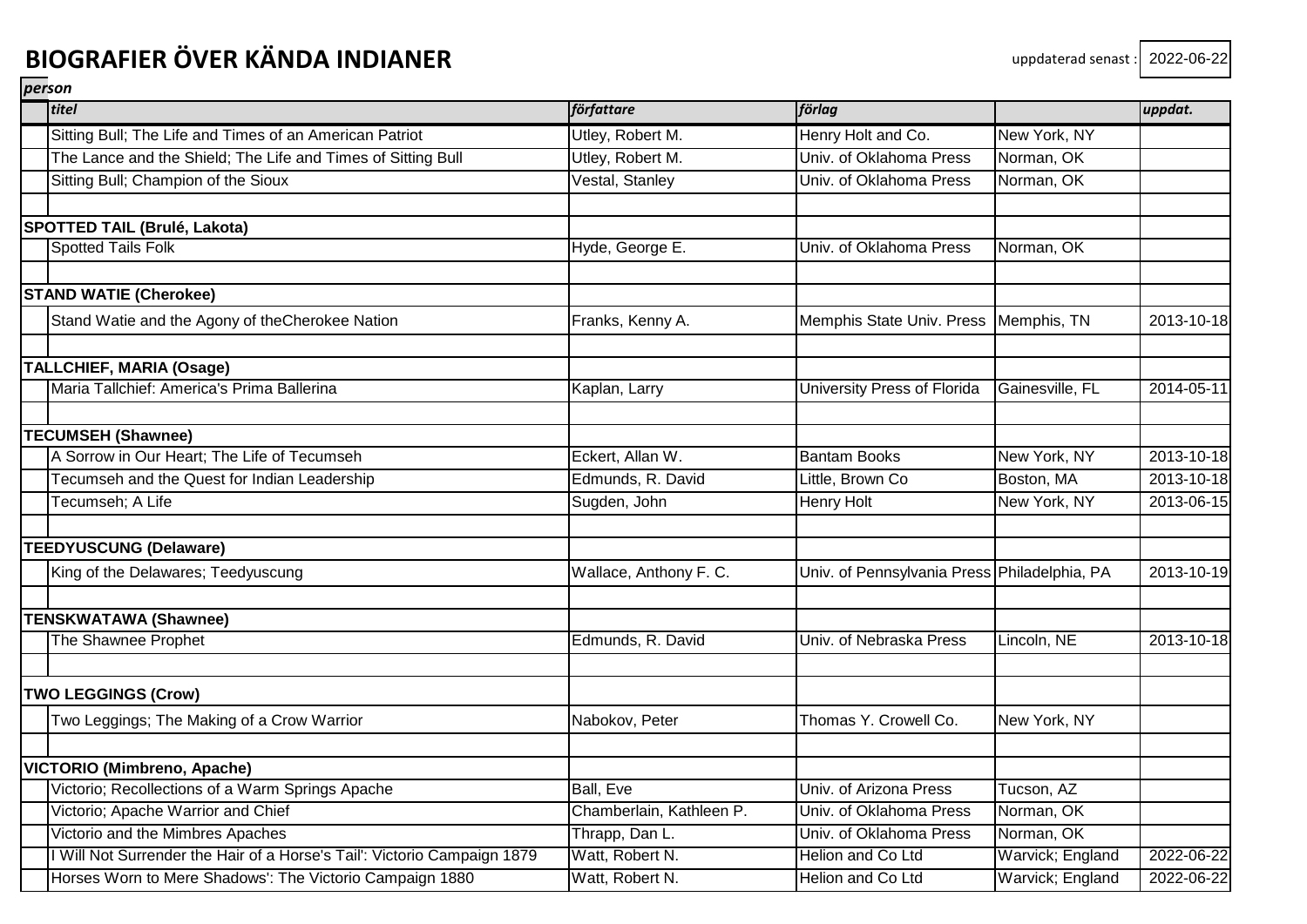# BIOGRAFIER ÖVER KÄNDA INDIANER

uppdaterad senast : 2022-06-22

*person*

| | *titel* | *författare* | *förlag* | | *uppdat.* |
|---|---|---|---|---|---|
| | Sitting Bull; The Life and Times of an American Patriot | Utley, Robert M. | Henry Holt and Co. | New York, NY | |
| | The Lance and the Shield; The Life and Times of Sitting Bull | Utley, Robert M. | Univ. of Oklahoma Press | Norman, OK | |
| | Sitting Bull; Champion of the Sioux | Vestal, Stanley | Univ. of Oklahoma Press | Norman, OK | |
| | | | | | |
| **SPOTTED TAIL (Brulé, Lakota)** | | | | | |
| | Spotted Tails Folk | Hyde, George E. | Univ. of Oklahoma Press | Norman, OK | |
| | | | | | |
| **STAND WATIE (Cherokee)** | | | | | |
| | Stand Watie and the Agony of theCherokee Nation | Franks, Kenny A. | Memphis State Univ. Press | Memphis, TN | 2013-10-18 |
| | | | | | |
| **TALLCHIEF, MARIA (Osage)** | | | | | |
| | Maria Tallchief: America's Prima Ballerina | Kaplan, Larry | University Press of Florida | Gainesville, FL | 2014-05-11 |
| | | | | | |
| **TECUMSEH (Shawnee)** | | | | | |
| | A Sorrow in Our Heart; The Life of Tecumseh | Eckert, Allan W. | Bantam Books | New York, NY | 2013-10-18 |
| | Tecumseh and the Quest for Indian Leadership | Edmunds, R. David | Little, Brown Co | Boston, MA | 2013-10-18 |
| | Tecumseh; A Life | Sugden, John | Henry Holt | New York, NY | 2013-06-15 |
| | | | | | |
| **TEEDYUSCUNG (Delaware)** | | | | | |
| | King of the Delawares; Teedyuscung | Wallace, Anthony F. C. | Univ. of Pennsylvania Press | Philadelphia, PA | 2013-10-19 |
| | | | | | |
| **TENSKWATAWA (Shawnee)** | | | | | |
| | The Shawnee Prophet | Edmunds, R. David | Univ. of Nebraska Press | Lincoln, NE | 2013-10-18 |
| | | | | | |
| **TWO LEGGINGS (Crow)** | | | | | |
| | Two Leggings; The Making of a Crow Warrior | Nabokov, Peter | Thomas Y. Crowell Co. | New York, NY | |
| | | | | | |
| **VICTORIO (Mimbreno, Apache)** | | | | | |
| | Victorio; Recollections of a Warm Springs Apache | Ball, Eve | Univ. of Arizona Press | Tucson, AZ | |
| | Victorio; Apache Warrior and Chief | Chamberlain, Kathleen P. | Univ. of Oklahoma Press | Norman, OK | |
| | Victorio and the Mimbres Apaches | Thrapp, Dan L. | Univ. of Oklahoma Press | Norman, OK | |
| | I Will Not Surrender the Hair of a Horse's Tail': Victorio Campaign 1879 | Watt, Robert N. | Helion and Co Ltd | Warvick; England | 2022-06-22 |
| | Horses Worn to Mere Shadows': The Victorio Campaign 1880 | Watt, Robert N. | Helion and Co Ltd | Warvick; England | 2022-06-22 |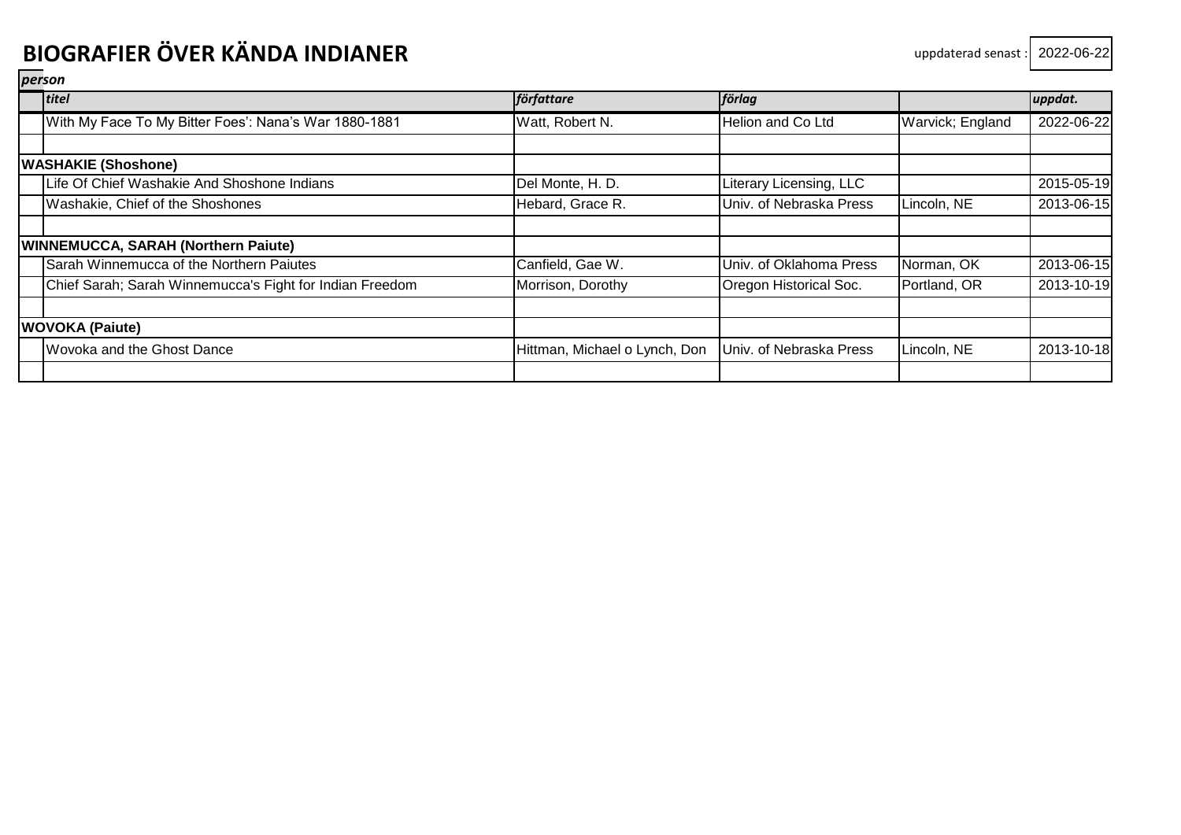# BIOGRAFIER ÖVER KÄNDA INDIANER

uppdaterad senast : 2022-06-22

| *person* | | | | | |
|---|---|---|---|---|---|
| | *titel* | *författare* | *förlag* | | *uppdat.* |
| | With My Face To My Bitter Foes': Nana's War 1880-1881 | Watt, Robert N. | Helion and Co Ltd | Warvick; England | 2022-06-22 |
| | | | | | |
| **WASHAKIE (Shoshone)** | | | | | |
| | Life Of Chief Washakie And Shoshone Indians | Del Monte, H. D. | Literary Licensing, LLC | | 2015-05-19 |
| | Washakie, Chief of the Shoshones | Hebard, Grace R. | Univ. of Nebraska Press | Lincoln, NE | 2013-06-15 |
| | | | | | |
| **WINNEMUCCA, SARAH (Northern Paiute)** | | | | | |
| | Sarah Winnemucca of the Northern Paiutes | Canfield, Gae W. | Univ. of Oklahoma Press | Norman, OK | 2013-06-15 |
| | Chief Sarah; Sarah Winnemucca's Fight for Indian Freedom | Morrison, Dorothy | Oregon Historical Soc. | Portland, OR | 2013-10-19 |
| | | | | | |
| **WOVOKA (Paiute)** | | | | | |
| | Wovoka and the Ghost Dance | Hittman, Michael o Lynch, Don | Univ. of Nebraska Press | Lincoln, NE | 2013-10-18 |
| | | | | | |